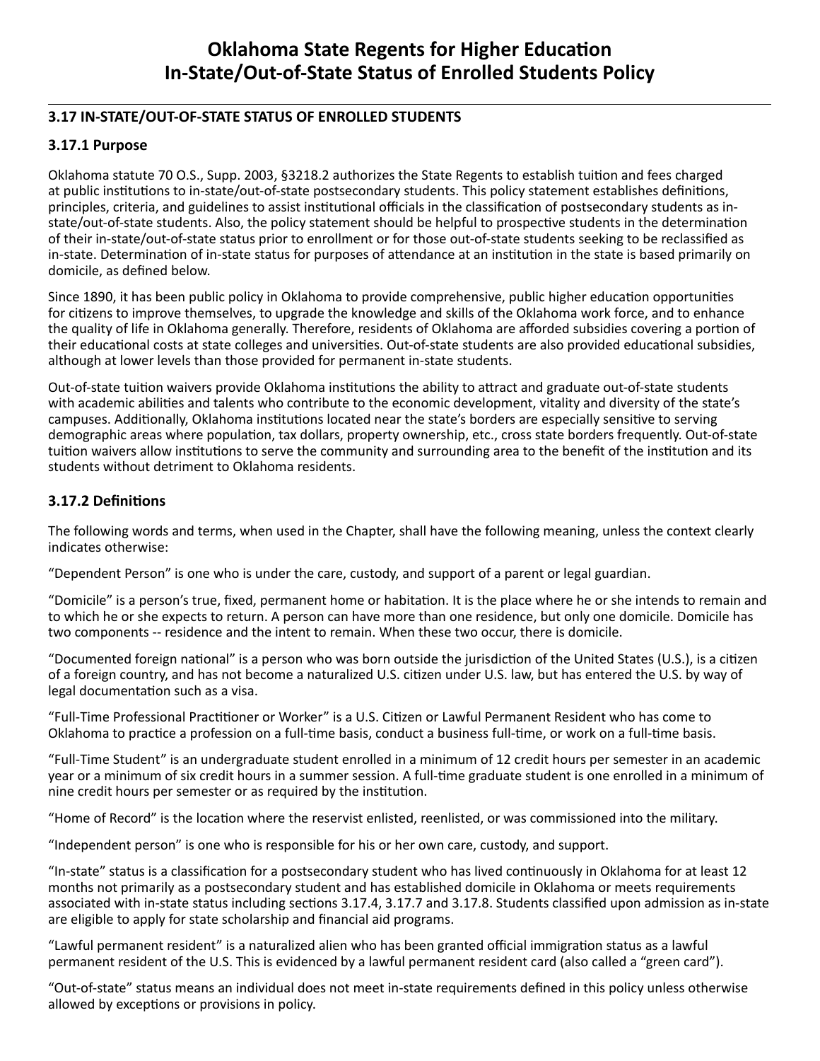# Oklahoma State Regents for Higher Education In-State/Out-of-State Status of Enrolled Students Policy

### 3.17 IN-STATE/OUT-OF-STATE STATUS OF ENROLLED STUDENTS

### 3.17.1 Purpose

Oklahoma statute 70 O.S., Supp. 2003, §3218.2 authorizes the State Regents to establish tuition and fees charged at public institutions to in-state/out-of-state postsecondary students. This policy statement establishes definitions, principles, criteria, and guidelines to assist institutional officials in the classification of postsecondary students as in-state/out-of-state students. Also, the policy statement should be helpful to prospective students in the determination of their in-state/out-of-state status prior to enrollment or for those out-of-state students seeking to be reclassified as in-state. Determination of in-state status for purposes of attendance at an institution in the state is based primarily on domicile, as defined below.

Since 1890, it has been public policy in Oklahoma to provide comprehensive, public higher education opportunities for citizens to improve themselves, to upgrade the knowledge and skills of the Oklahoma work force, and to enhance the quality of life in Oklahoma generally. Therefore, residents of Oklahoma are afforded subsidies covering a portion of their educational costs at state colleges and universities. Out-of-state students are also provided educational subsidies, although at lower levels than those provided for permanent in-state students.

Out-of-state tuition waivers provide Oklahoma institutions the ability to attract and graduate out-of-state students with academic abilities and talents who contribute to the economic development, vitality and diversity of the state's campuses. Additionally, Oklahoma institutions located near the state's borders are especially sensitive to serving demographic areas where population, tax dollars, property ownership, etc., cross state borders frequently. Out-of-state tuition waivers allow institutions to serve the community and surrounding area to the benefit of the institution and its students without detriment to Oklahoma residents.

### 3.17.2 Definitions

The following words and terms, when used in the Chapter, shall have the following meaning, unless the context clearly indicates otherwise:

"Dependent Person" is one who is under the care, custody, and support of a parent or legal guardian.

"Domicile" is a person's true, fixed, permanent home or habitation. It is the place where he or she intends to remain and to which he or she expects to return. A person can have more than one residence, but only one domicile. Domicile has two components -- residence and the intent to remain. When these two occur, there is domicile.

"Documented foreign national" is a person who was born outside the jurisdiction of the United States (U.S.), is a citizen of a foreign country, and has not become a naturalized U.S. citizen under U.S. law, but has entered the U.S. by way of legal documentation such as a visa.

"Full-Time Professional Practitioner or Worker" is a U.S. Citizen or Lawful Permanent Resident who has come to Oklahoma to practice a profession on a full-time basis, conduct a business full-time, or work on a full-time basis.

"Full-Time Student" is an undergraduate student enrolled in a minimum of 12 credit hours per semester in an academic year or a minimum of six credit hours in a summer session. A full-time graduate student is one enrolled in a minimum of nine credit hours per semester or as required by the institution.

"Home of Record" is the location where the reservist enlisted, reenlisted, or was commissioned into the military.

"Independent person" is one who is responsible for his or her own care, custody, and support.

"In-state" status is a classification for a postsecondary student who has lived continuously in Oklahoma for at least 12 months not primarily as a postsecondary student and has established domicile in Oklahoma or meets requirements associated with in-state status including sections 3.17.4, 3.17.7 and 3.17.8. Students classified upon admission as in-state are eligible to apply for state scholarship and financial aid programs.

"Lawful permanent resident" is a naturalized alien who has been granted official immigration status as a lawful permanent resident of the U.S. This is evidenced by a lawful permanent resident card (also called a "green card").

"Out-of-state" status means an individual does not meet in-state requirements defined in this policy unless otherwise allowed by exceptions or provisions in policy.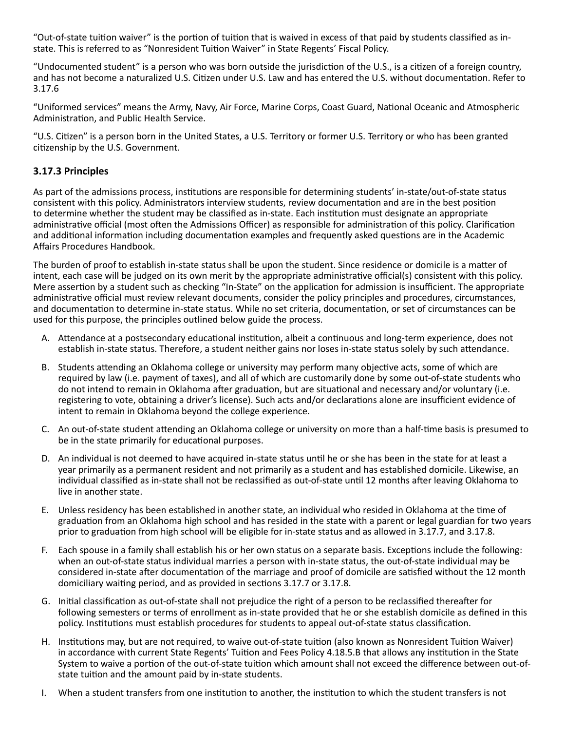"Out-of-state tuition waiver" is the portion of tuition that is waived in excess of that paid by students classified as in-state. This is referred to as "Nonresident Tuition Waiver" in State Regents' Fiscal Policy.

"Undocumented student" is a person who was born outside the jurisdiction of the U.S., is a citizen of a foreign country, and has not become a naturalized U.S. Citizen under U.S. Law and has entered the U.S. without documentation. Refer to 3.17.6

"Uniformed services" means the Army, Navy, Air Force, Marine Corps, Coast Guard, National Oceanic and Atmospheric Administration, and Public Health Service.

"U.S. Citizen" is a person born in the United States, a U.S. Territory or former U.S. Territory or who has been granted citizenship by the U.S. Government.

### 3.17.3 Principles

As part of the admissions process, institutions are responsible for determining students' in-state/out-of-state status consistent with this policy. Administrators interview students, review documentation and are in the best position to determine whether the student may be classified as in-state. Each institution must designate an appropriate administrative official (most often the Admissions Officer) as responsible for administration of this policy. Clarification and additional information including documentation examples and frequently asked questions are in the Academic Affairs Procedures Handbook.

The burden of proof to establish in-state status shall be upon the student. Since residence or domicile is a matter of intent, each case will be judged on its own merit by the appropriate administrative official(s) consistent with this policy. Mere assertion by a student such as checking "In-State" on the application for admission is insufficient. The appropriate administrative official must review relevant documents, consider the policy principles and procedures, circumstances, and documentation to determine in-state status. While no set criteria, documentation, or set of circumstances can be used for this purpose, the principles outlined below guide the process.

A. Attendance at a postsecondary educational institution, albeit a continuous and long-term experience, does not establish in-state status. Therefore, a student neither gains nor loses in-state status solely by such attendance.

B. Students attending an Oklahoma college or university may perform many objective acts, some of which are required by law (i.e. payment of taxes), and all of which are customarily done by some out-of-state students who do not intend to remain in Oklahoma after graduation, but are situational and necessary and/or voluntary (i.e. registering to vote, obtaining a driver's license). Such acts and/or declarations alone are insufficient evidence of intent to remain in Oklahoma beyond the college experience.

C. An out-of-state student attending an Oklahoma college or university on more than a half-time basis is presumed to be in the state primarily for educational purposes.

D. An individual is not deemed to have acquired in-state status until he or she has been in the state for at least a year primarily as a permanent resident and not primarily as a student and has established domicile. Likewise, an individual classified as in-state shall not be reclassified as out-of-state until 12 months after leaving Oklahoma to live in another state.

E. Unless residency has been established in another state, an individual who resided in Oklahoma at the time of graduation from an Oklahoma high school and has resided in the state with a parent or legal guardian for two years prior to graduation from high school will be eligible for in-state status and as allowed in 3.17.7, and 3.17.8.

F. Each spouse in a family shall establish his or her own status on a separate basis. Exceptions include the following: when an out-of-state status individual marries a person with in-state status, the out-of-state individual may be considered in-state after documentation of the marriage and proof of domicile are satisfied without the 12 month domiciliary waiting period, and as provided in sections 3.17.7 or 3.17.8.

G. Initial classification as out-of-state shall not prejudice the right of a person to be reclassified thereafter for following semesters or terms of enrollment as in-state provided that he or she establish domicile as defined in this policy. Institutions must establish procedures for students to appeal out-of-state status classification.

H. Institutions may, but are not required, to waive out-of-state tuition (also known as Nonresident Tuition Waiver) in accordance with current State Regents' Tuition and Fees Policy 4.18.5.B that allows any institution in the State System to waive a portion of the out-of-state tuition which amount shall not exceed the difference between out-of-state tuition and the amount paid by in-state students.

I. When a student transfers from one institution to another, the institution to which the student transfers is not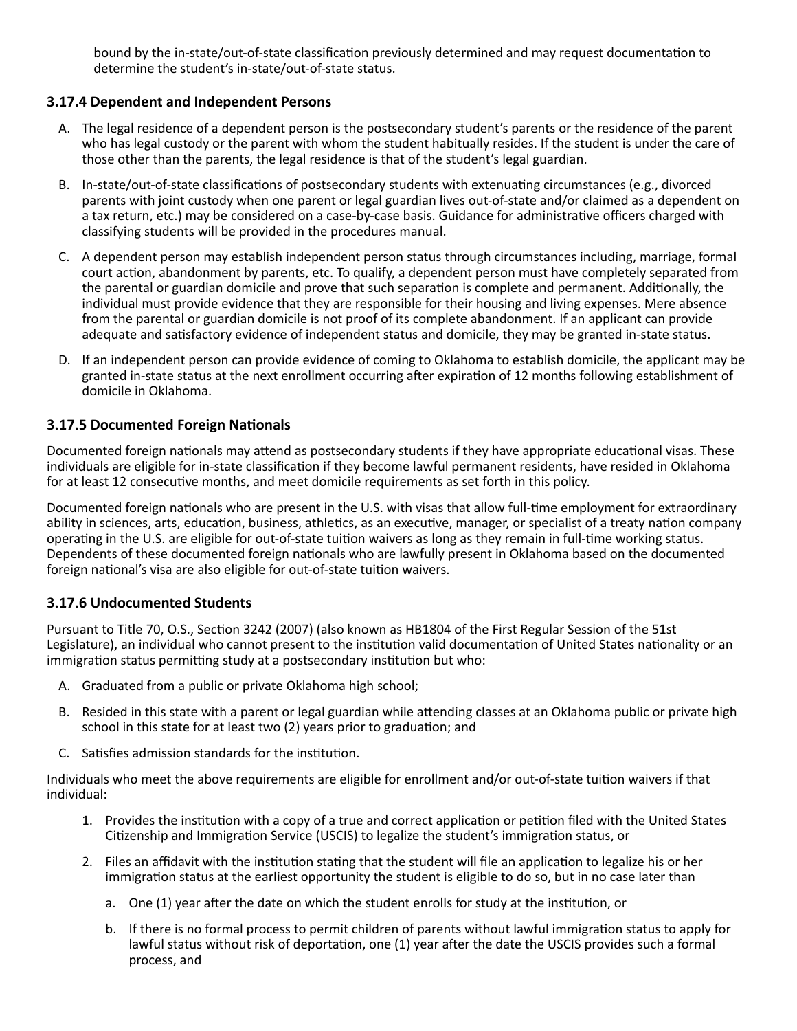bound by the in-state/out-of-state classification previously determined and may request documentation to determine the student's in-state/out-of-state status.

### 3.17.4 Dependent and Independent Persons

A. The legal residence of a dependent person is the postsecondary student's parents or the residence of the parent who has legal custody or the parent with whom the student habitually resides. If the student is under the care of those other than the parents, the legal residence is that of the student's legal guardian.

B. In-state/out-of-state classifications of postsecondary students with extenuating circumstances (e.g., divorced parents with joint custody when one parent or legal guardian lives out-of-state and/or claimed as a dependent on a tax return, etc.) may be considered on a case-by-case basis. Guidance for administrative officers charged with classifying students will be provided in the procedures manual.

C. A dependent person may establish independent person status through circumstances including, marriage, formal court action, abandonment by parents, etc. To qualify, a dependent person must have completely separated from the parental or guardian domicile and prove that such separation is complete and permanent. Additionally, the individual must provide evidence that they are responsible for their housing and living expenses. Mere absence from the parental or guardian domicile is not proof of its complete abandonment. If an applicant can provide adequate and satisfactory evidence of independent status and domicile, they may be granted in-state status.

D. If an independent person can provide evidence of coming to Oklahoma to establish domicile, the applicant may be granted in-state status at the next enrollment occurring after expiration of 12 months following establishment of domicile in Oklahoma.

### 3.17.5 Documented Foreign Nationals

Documented foreign nationals may attend as postsecondary students if they have appropriate educational visas. These individuals are eligible for in-state classification if they become lawful permanent residents, have resided in Oklahoma for at least 12 consecutive months, and meet domicile requirements as set forth in this policy.

Documented foreign nationals who are present in the U.S. with visas that allow full-time employment for extraordinary ability in sciences, arts, education, business, athletics, as an executive, manager, or specialist of a treaty nation company operating in the U.S. are eligible for out-of-state tuition waivers as long as they remain in full-time working status. Dependents of these documented foreign nationals who are lawfully present in Oklahoma based on the documented foreign national's visa are also eligible for out-of-state tuition waivers.

### 3.17.6 Undocumented Students

Pursuant to Title 70, O.S., Section 3242 (2007) (also known as HB1804 of the First Regular Session of the 51st Legislature), an individual who cannot present to the institution valid documentation of United States nationality or an immigration status permitting study at a postsecondary institution but who:

A. Graduated from a public or private Oklahoma high school;

B. Resided in this state with a parent or legal guardian while attending classes at an Oklahoma public or private high school in this state for at least two (2) years prior to graduation; and

C. Satisfies admission standards for the institution.

Individuals who meet the above requirements are eligible for enrollment and/or out-of-state tuition waivers if that individual:

1. Provides the institution with a copy of a true and correct application or petition filed with the United States Citizenship and Immigration Service (USCIS) to legalize the student's immigration status, or
2. Files an affidavit with the institution stating that the student will file an application to legalize his or her immigration status at the earliest opportunity the student is eligible to do so, but in no case later than
   a. One (1) year after the date on which the student enrolls for study at the institution, or
   b. If there is no formal process to permit children of parents without lawful immigration status to apply for lawful status without risk of deportation, one (1) year after the date the USCIS provides such a formal process, and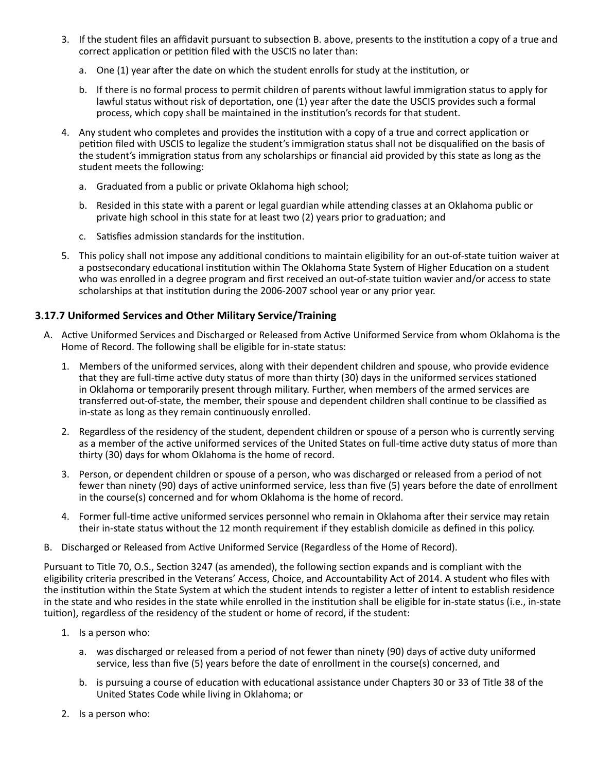3. If the student files an affidavit pursuant to subsection B. above, presents to the institution a copy of a true and correct application or petition filed with the USCIS no later than:

    a. One (1) year after the date on which the student enrolls for study at the institution, or

    b. If there is no formal process to permit children of parents without lawful immigration status to apply for lawful status without risk of deportation, one (1) year after the date the USCIS provides such a formal process, which copy shall be maintained in the institution's records for that student.

4. Any student who completes and provides the institution with a copy of a true and correct application or petition filed with USCIS to legalize the student's immigration status shall not be disqualified on the basis of the student's immigration status from any scholarships or financial aid provided by this state as long as the student meets the following:

    a. Graduated from a public or private Oklahoma high school;

    b. Resided in this state with a parent or legal guardian while attending classes at an Oklahoma public or private high school in this state for at least two (2) years prior to graduation; and

    c. Satisfies admission standards for the institution.

5. This policy shall not impose any additional conditions to maintain eligibility for an out-of-state tuition waiver at a postsecondary educational institution within The Oklahoma State System of Higher Education on a student who was enrolled in a degree program and first received an out-of-state tuition wavier and/or access to state scholarships at that institution during the 2006-2007 school year or any prior year.

### 3.17.7 Uniformed Services and Other Military Service/Training

A. Active Uniformed Services and Discharged or Released from Active Uniformed Service from whom Oklahoma is the Home of Record. The following shall be eligible for in-state status:

    1. Members of the uniformed services, along with their dependent children and spouse, who provide evidence that they are full-time active duty status of more than thirty (30) days in the uniformed services stationed in Oklahoma or temporarily present through military. Further, when members of the armed services are transferred out-of-state, the member, their spouse and dependent children shall continue to be classified as in-state as long as they remain continuously enrolled.

    2. Regardless of the residency of the student, dependent children or spouse of a person who is currently serving as a member of the active uniformed services of the United States on full-time active duty status of more than thirty (30) days for whom Oklahoma is the home of record.

    3. Person, or dependent children or spouse of a person, who was discharged or released from a period of not fewer than ninety (90) days of active uninformed service, less than five (5) years before the date of enrollment in the course(s) concerned and for whom Oklahoma is the home of record.

    4. Former full-time active uniformed services personnel who remain in Oklahoma after their service may retain their in-state status without the 12 month requirement if they establish domicile as defined in this policy.

B. Discharged or Released from Active Uniformed Service (Regardless of the Home of Record).

Pursuant to Title 70, O.S., Section 3247 (as amended), the following section expands and is compliant with the eligibility criteria prescribed in the Veterans' Access, Choice, and Accountability Act of 2014. A student who files with the institution within the State System at which the student intends to register a letter of intent to establish residence in the state and who resides in the state while enrolled in the institution shall be eligible for in-state status (i.e., in-state tuition), regardless of the residency of the student or home of record, if the student:

1. Is a person who:

    a. was discharged or released from a period of not fewer than ninety (90) days of active duty uniformed service, less than five (5) years before the date of enrollment in the course(s) concerned, and

    b. is pursuing a course of education with educational assistance under Chapters 30 or 33 of Title 38 of the United States Code while living in Oklahoma; or

2. Is a person who: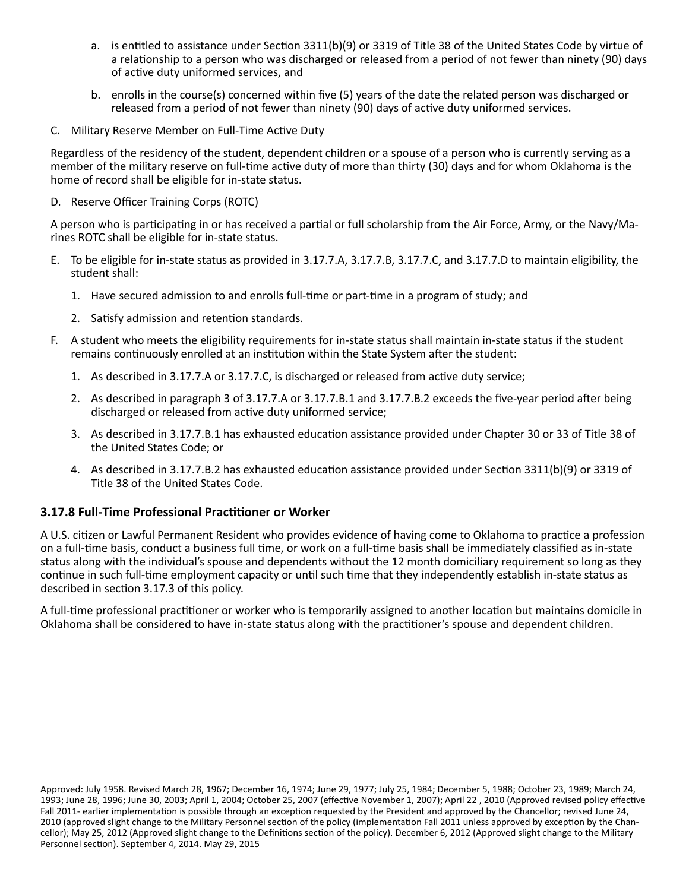a. is entitled to assistance under Section 3311(b)(9) or 3319 of Title 38 of the United States Code by virtue of a relationship to a person who was discharged or released from a period of not fewer than ninety (90) days of active duty uniformed services, and

b. enrolls in the course(s) concerned within five (5) years of the date the related person was discharged or released from a period of not fewer than ninety (90) days of active duty uniformed services.

C. Military Reserve Member on Full-Time Active Duty

Regardless of the residency of the student, dependent children or a spouse of a person who is currently serving as a member of the military reserve on full-time active duty of more than thirty (30) days and for whom Oklahoma is the home of record shall be eligible for in-state status.

D. Reserve Officer Training Corps (ROTC)

A person who is participating in or has received a partial or full scholarship from the Air Force, Army, or the Navy/Marines ROTC shall be eligible for in-state status.

E. To be eligible for in-state status as provided in 3.17.7.A, 3.17.7.B, 3.17.7.C, and 3.17.7.D to maintain eligibility, the student shall:

1. Have secured admission to and enrolls full-time or part-time in a program of study; and
2. Satisfy admission and retention standards.

F. A student who meets the eligibility requirements for in-state status shall maintain in-state status if the student remains continuously enrolled at an institution within the State System after the student:

1. As described in 3.17.7.A or 3.17.7.C, is discharged or released from active duty service;
2. As described in paragraph 3 of 3.17.7.A or 3.17.7.B.1 and 3.17.7.B.2 exceeds the five-year period after being discharged or released from active duty uniformed service;
3. As described in 3.17.7.B.1 has exhausted education assistance provided under Chapter 30 or 33 of Title 38 of the United States Code; or
4. As described in 3.17.7.B.2 has exhausted education assistance provided under Section 3311(b)(9) or 3319 of Title 38 of the United States Code.

### 3.17.8 Full-Time Professional Practitioner or Worker

A U.S. citizen or Lawful Permanent Resident who provides evidence of having come to Oklahoma to practice a profession on a full-time basis, conduct a business full time, or work on a full-time basis shall be immediately classified as in-state status along with the individual's spouse and dependents without the 12 month domiciliary requirement so long as they continue in such full-time employment capacity or until such time that they independently establish in-state status as described in section 3.17.3 of this policy.

A full-time professional practitioner or worker who is temporarily assigned to another location but maintains domicile in Oklahoma shall be considered to have in-state status along with the practitioner's spouse and dependent children.

Approved: July 1958. Revised March 28, 1967; December 16, 1974; June 29, 1977; July 25, 1984; December 5, 1988; October 23, 1989; March 24, 1993; June 28, 1996; June 30, 2003; April 1, 2004; October 25, 2007 (effective November 1, 2007); April 22 , 2010 (Approved revised policy effective Fall 2011- earlier implementation is possible through an exception requested by the President and approved by the Chancellor; revised June 24, 2010 (approved slight change to the Military Personnel section of the policy (implementation Fall 2011 unless approved by exception by the Chancellor); May 25, 2012 (Approved slight change to the Definitions section of the policy). December 6, 2012 (Approved slight change to the Military Personnel section). September 4, 2014. May 29, 2015